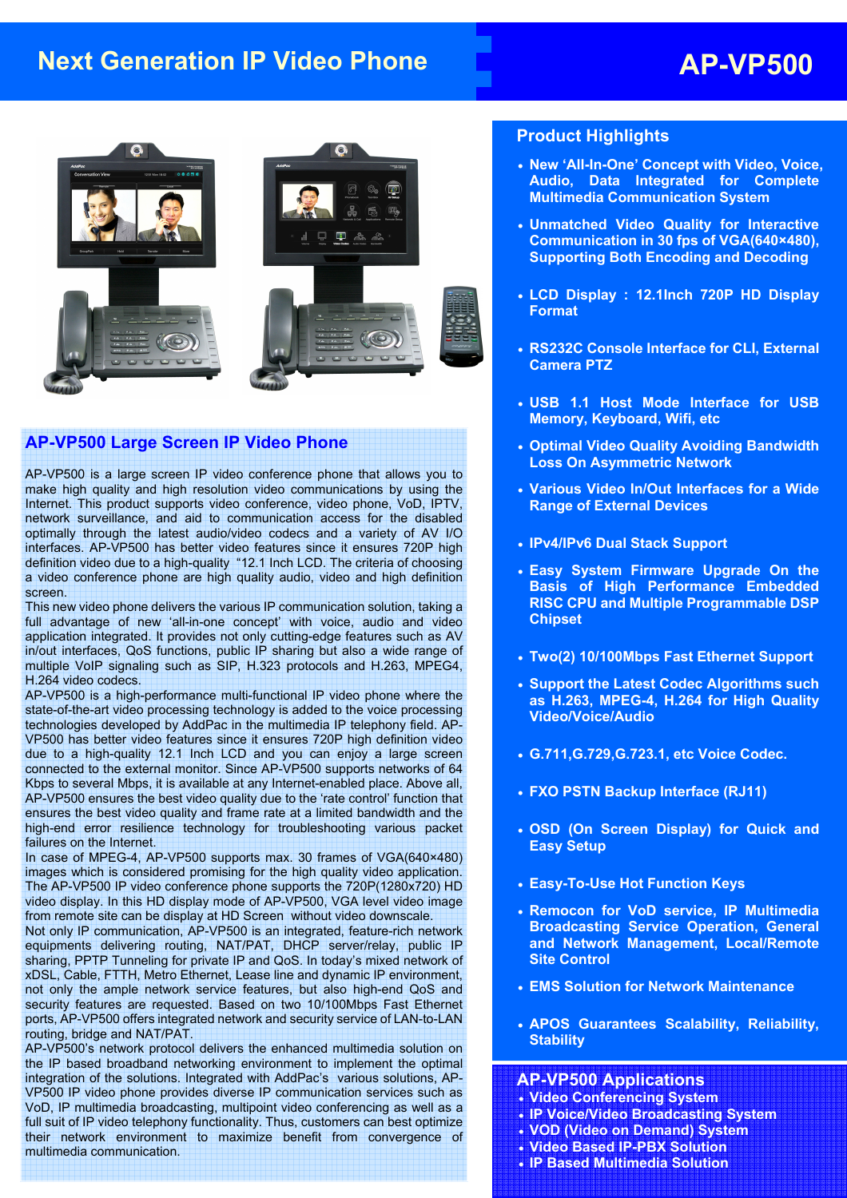# Next Generation IP Video Phone

# AP-VP500

## AP-VP500 Large Screen IP Video Phone

AP-VP500 is a large screen IP video conference phone that allows you to make high quality and high resolution video communications by using the Internet. This product supports video conference, video phone, VoD, IPTV, network surveillance, and aid to communication access for the disabled optimally through the latest audio/video codecs and a variety of AV I/O interfaces. AP-VP500 has better video features since it ensures 720P high definition video due to a high-quality "12.1 Inch LCD. The criteria of choosing a video conference phone are high quality audio, video and high definition screen.

This new video phone delivers the various IP communication solution, taking a full advantage of new 'all-in-one concept' with voice, audio and video application integrated. It provides not only cutting-edge features such as AV in/out interfaces, QoS functions, public IP sharing but also a wide range of multiple VoIP signaling such as SIP, H.323 protocols and H.263, MPEG4, H.264 video codecs.

AP-VP500 is a high-performance multi-functional IP video phone where the state-of-the-art video processing technology is added to the voice processing technologies developed by AddPac in the multimedia IP telephony field. AP-VP500 has better video features since it ensures 720P high definition video due to a high-quality 12.1 Inch LCD and you can enjoy a large screen connected to the external monitor. Since AP-VP500 supports networks of 64 Kbps to several Mbps, it is available at any Internet-enabled place. Above all, AP-VP500 ensures the best video quality due to the 'rate control' function that ensures the best video quality and frame rate at a limited bandwidth and the high-end error resilience technology for troubleshooting various packet failures on the Internet.

In case of MPEG-4, AP-VP500 supports max. 30 frames of VGA(640×480) images which is considered promising for the high quality video application. The AP-VP500 IP video conference phone supports the 720P(1280x720) HD video display. In this HD display mode of AP-VP500, VGA level video image from remote site can be display at HD Screen without video downscale.

Not only IP communication, AP-VP500 is an integrated, feature-rich network equipments delivering routing, NAT/PAT, DHCP server/relay, public IP sharing, PPTP Tunneling for private IP and QoS. In today's mixed network of xDSL, Cable, FTTH, Metro Ethernet, Lease line and dynamic IP environment, not only the ample network service features, but also high-end QoS and security features are requested. Based on two 10/100Mbps Fast Ethernet ports, AP-VP500 offers integrated network and security service of LAN-to-LAN routing, bridge and NAT/PAT.

AP-VP500's network protocol delivers the enhanced multimedia solution on the IP based broadband networking environment to implement the optimal integration of the solutions. Integrated with AddPac's various solutions, AP-VP500 IP video phone provides diverse IP communication services such as VoD, IP multimedia broadcasting, multipoint video conferencing as well as a full suit of IP video telephony functionality. Thus, customers can best optimize their network environment to maximize benefit from convergence of multimedia communication.

## Product Highlights

- **New 'All-In-One' Concept with Video, Voice, Audio, Data Integrated for Complete Multimedia Communication System**
- **Unmatched Video Quality for Interactive Communication in 30 fps of VGA(640×480), Supporting Both Encoding and Decoding**
- **LCD Display : 12.1Inch 720P HD Display Format**
- **RS232C Console Interface for CLI, External Camera PTZ**
- **USB 1.1 Host Mode Interface for USB Memory, Keyboard, Wifi, etc**
- **Optimal Video Quality Avoiding Bandwidth Loss On Asymmetric Network**
- **Various Video In/Out Interfaces for a Wide Range of External Devices**
- **IPv4/IPv6 Dual Stack Support**
- **Easy System Firmware Upgrade On the Basis of High Performance Embedded RISC CPU and Multiple Programmable DSP Chipset**
- **Two(2) 10/100Mbps Fast Ethernet Support**
- **Support the Latest Codec Algorithms such as H.263, MPEG-4, H.264 for High Quality Video/Voice/Audio**
- **G.711,G.729,G.723.1, etc Voice Codec.**
- **FXO PSTN Backup Interface (RJ11)**
- **OSD (On Screen Display) for Quick and Easy Setup**
- **Easy-To-Use Hot Function Keys**
- **Remocon for VoD service, IP Multimedia Broadcasting Service Operation, General and Network Management, Local/Remote Site Control**
- **EMS Solution for Network Maintenance**
- **APOS Guarantees Scalability, Reliability, Stability**

## AP-VP500 Applications

- **Video Conferencing System**
- **IP Voice/Video Broadcasting System**
- **VOD (Video on Demand) System**
- **Video Based IP-PBX Solution**
- **IP Based Multimedia Solution**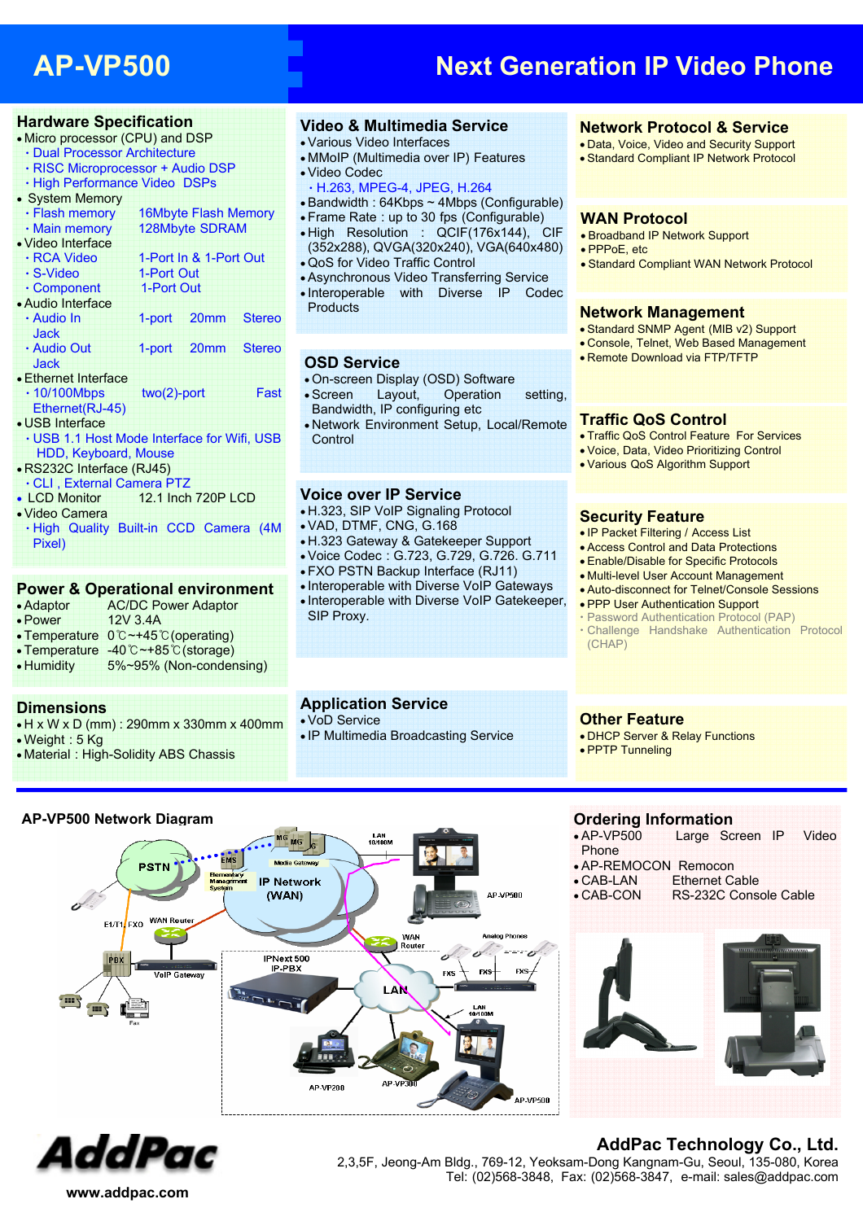# AP-VP500

# Next Generation IP Video Phone

## Hardware Specification

- Micro processor (CPU) and DSP
  - Dual Processor Architecture
  - RISC Microprocessor + Audio DSP
  - High Performance Video DSPs
- System Memory
  - Flash memory: 16Mbyte Flash Memory
  - Main memory: 128Mbyte SDRAM
- Video Interface
  - RCA Video: 1-Port In & 1-Port Out
  - S-Video: 1-Port Out
  - Component: 1-Port Out
- Audio Interface
  - Audio In Jack: 1-port 20mm Stereo
  - Audio Out Jack: 1-port 20mm Stereo
- Ethernet Interface
  - 10/100Mbps Ethernet(RJ-45): two(2)-port Fast
- USB Interface
  - USB 1.1 Host Mode Interface for Wifi, USB HDD, Keyboard, Mouse
- RS232C Interface (RJ45)
  - CLI , External Camera PTZ
- LCD Monitor: 12.1 Inch 720P LCD
- Video Camera
  - High Quality Built-in CCD Camera (4M Pixel)

## Power & Operational environment

- Adaptor: AC/DC Power Adaptor
- Power: 12V 3.4A
- Temperature: 0℃~+45℃(operating)
- Temperature: -40℃~+85℃(storage)
- Humidity: 5%~95% (Non-condensing)

## Dimensions

- H x W x D (mm) : 290mm x 330mm x 400mm
- Weight : 5 Kg
- Material : High-Solidity ABS Chassis

## Video & Multimedia Service

- Various Video Interfaces
- MMoIP (Multimedia over IP) Features
- Video Codec
  - H.263, MPEG-4, JPEG, H.264
- Bandwidth : 64Kbps ~ 4Mbps (Configurable)
- Frame Rate : up to 30 fps (Configurable)
- High Resolution : QCIF(176x144), CIF (352x288), QVGA(320x240), VGA(640x480)
- QoS for Video Traffic Control
- Asynchronous Video Transferring Service
- Interoperable with Diverse IP Codec Products

## OSD Service

- On-screen Display (OSD) Software
- Screen Layout, Operation setting, Bandwidth, IP configuring etc
- Network Environment Setup, Local/Remote Control

## Voice over IP Service

- H.323, SIP VoIP Signaling Protocol
- VAD, DTMF, CNG, G.168
- H.323 Gateway & Gatekeeper Support
- Voice Codec : G.723, G.729, G.726. G.711
- FXO PSTN Backup Interface (RJ11)
- Interoperable with Diverse VoIP Gateways
- Interoperable with Diverse VoIP Gatekeeper, SIP Proxy.

## Application Service

- VoD Service
- IP Multimedia Broadcasting Service

## Network Protocol & Service

- Data, Voice, Video and Security Support
- Standard Compliant IP Network Protocol

## WAN Protocol

- Broadband IP Network Support
- PPPoE, etc
- Standard Compliant WAN Network Protocol

## Network Management

- Standard SNMP Agent (MIB v2) Support
- Console, Telnet, Web Based Management
- Remote Download via FTP/TFTP

## Traffic QoS Control

- Traffic QoS Control Feature For Services
- Voice, Data, Video Prioritizing Control
- Various QoS Algorithm Support

## Security Feature

- IP Packet Filtering / Access List
- Access Control and Data Protections
- Enable/Disable for Specific Protocols
- Multi-level User Account Management
- Auto-disconnect for Telnet/Console Sessions
- PPP User Authentication Support
  - Password Authentication Protocol (PAP)
  - Challenge Handshake Authentication Protocol (CHAP)

## Other Feature

- DHCP Server & Relay Functions
- PPTP Tunneling

## AP-VP500 Network Diagram

PSTN
EMS
Elementary Management System
MG
Media Gateway
IP Network (WAN)
LAN 10/100M
AP-VP500
E1/T1, FXO
WAN Router
PBX
VoIP Gateway
Fax
WAN Router
Analog Phones
FXS
IPNext 500 IP-PBX
LAN
LAN 10/100M
AP-VP200
AP-VP300
AP-VP500

## Ordering Information

- AP-VP500: Large Screen IP Video Phone
- AP-REMOCON: Remocon
- CAB-LAN: Ethernet Cable
- CAB-CON: RS-232C Console Cable

AddPac

www.addpac.com

**AddPac Technology Co., Ltd.**
2,3,5F, Jeong-Am Bldg., 769-12, Yeoksam-Dong Kangnam-Gu, Seoul, 135-080, Korea
Tel: (02)568-3848, Fax: (02)568-3847, e-mail: sales@addpac.com